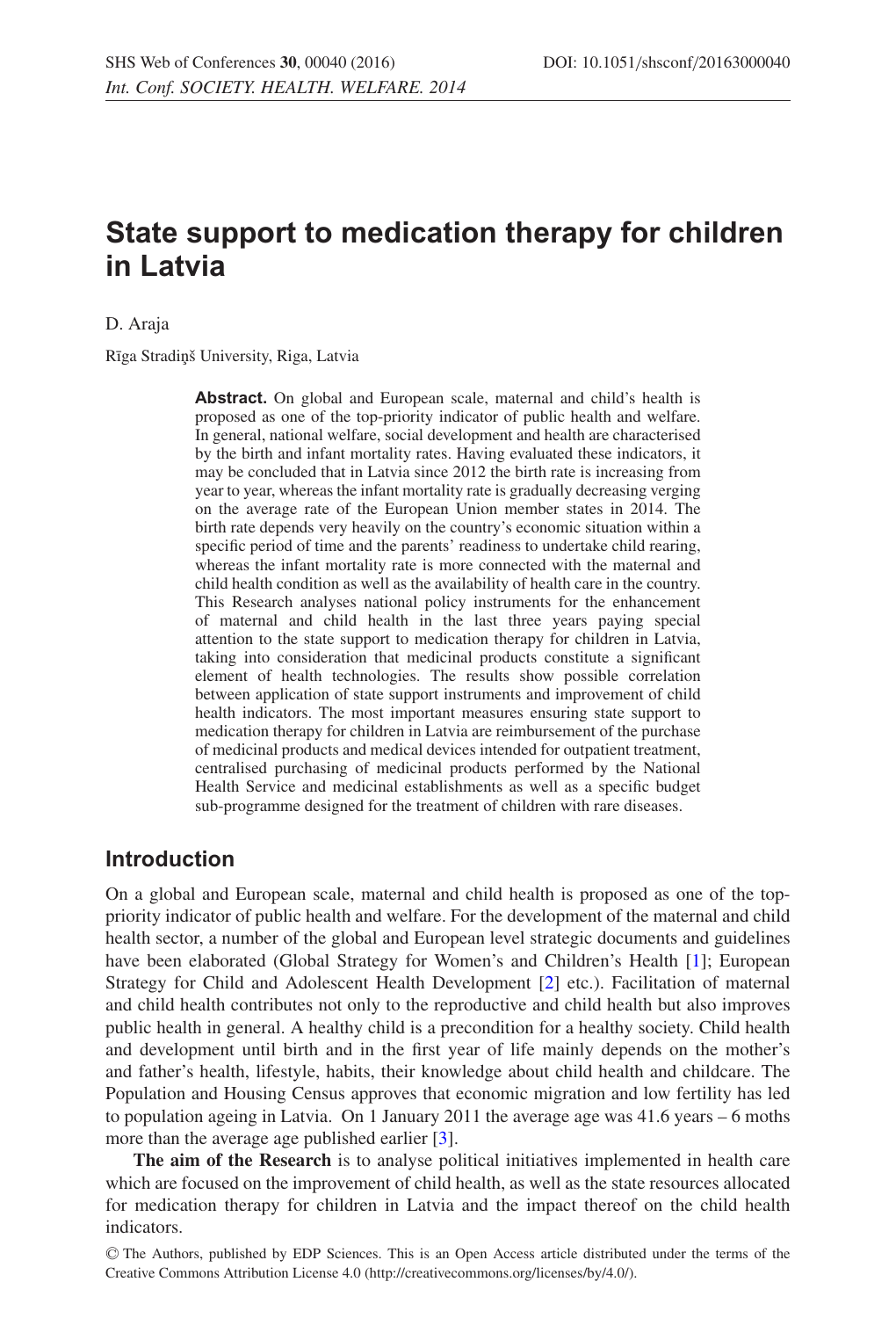# State support to medication therapy for children in Latvia

D. Araja

Rīga Stradiņš University, Riga, Latvia

**Abstract.** On global and European scale, maternal and child's health is proposed as one of the top-priority indicator of public health and welfare. In general, national welfare, social development and health are characterised by the birth and infant mortality rates. Having evaluated these indicators, it may be concluded that in Latvia since 2012 the birth rate is increasing from year to year, whereas the infant mortality rate is gradually decreasing verging on the average rate of the European Union member states in 2014. The birth rate depends very heavily on the country's economic situation within a specific period of time and the parents' readiness to undertake child rearing, whereas the infant mortality rate is more connected with the maternal and child health condition as well as the availability of health care in the country. This Research analyses national policy instruments for the enhancement of maternal and child health in the last three years paying special attention to the state support to medication therapy for children in Latvia, taking into consideration that medicinal products constitute a significant element of health technologies. The results show possible correlation between application of state support instruments and improvement of child health indicators. The most important measures ensuring state support to medication therapy for children in Latvia are reimbursement of the purchase of medicinal products and medical devices intended for outpatient treatment, centralised purchasing of medicinal products performed by the National Health Service and medicinal establishments as well as a specific budget sub-programme designed for the treatment of children with rare diseases.

## Introduction

On a global and European scale, maternal and child health is proposed as one of the top-priority indicator of public health and welfare. For the development of the maternal and child health sector, a number of the global and European level strategic documents and guidelines have been elaborated (Global Strategy for Women's and Children's Health [1]; European Strategy for Child and Adolescent Health Development [2] etc.). Facilitation of maternal and child health contributes not only to the reproductive and child health but also improves public health in general. A healthy child is a precondition for a healthy society. Child health and development until birth and in the first year of life mainly depends on the mother's and father's health, lifestyle, habits, their knowledge about child health and childcare. The Population and Housing Census approves that economic migration and low fertility has led to population ageing in Latvia. On 1 January 2011 the average age was 41.6 years – 6 moths more than the average age published earlier [3].

**The aim of the Research** is to analyse political initiatives implemented in health care which are focused on the improvement of child health, as well as the state resources allocated for medication therapy for children in Latvia and the impact thereof on the child health indicators.

© The Authors, published by EDP Sciences. This is an Open Access article distributed under the terms of the Creative Commons Attribution License 4.0 (http://creativecommons.org/licenses/by/4.0/).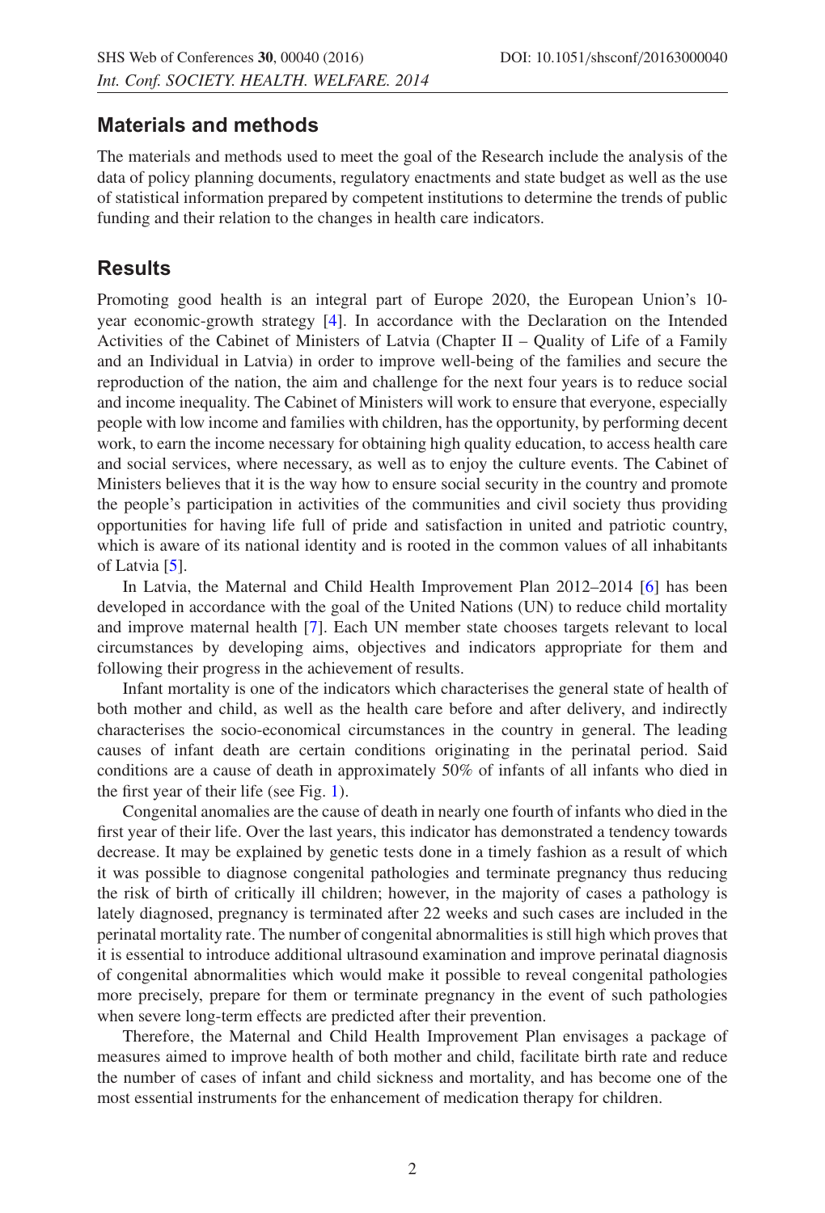## Materials and methods

The materials and methods used to meet the goal of the Research include the analysis of the data of policy planning documents, regulatory enactments and state budget as well as the use of statistical information prepared by competent institutions to determine the trends of public funding and their relation to the changes in health care indicators.

## Results

Promoting good health is an integral part of Europe 2020, the European Union's 10-year economic-growth strategy [4]. In accordance with the Declaration on the Intended Activities of the Cabinet of Ministers of Latvia (Chapter II – Quality of Life of a Family and an Individual in Latvia) in order to improve well-being of the families and secure the reproduction of the nation, the aim and challenge for the next four years is to reduce social and income inequality. The Cabinet of Ministers will work to ensure that everyone, especially people with low income and families with children, has the opportunity, by performing decent work, to earn the income necessary for obtaining high quality education, to access health care and social services, where necessary, as well as to enjoy the culture events. The Cabinet of Ministers believes that it is the way how to ensure social security in the country and promote the people's participation in activities of the communities and civil society thus providing opportunities for having life full of pride and satisfaction in united and patriotic country, which is aware of its national identity and is rooted in the common values of all inhabitants of Latvia [5].

In Latvia, the Maternal and Child Health Improvement Plan 2012–2014 [6] has been developed in accordance with the goal of the United Nations (UN) to reduce child mortality and improve maternal health [7]. Each UN member state chooses targets relevant to local circumstances by developing aims, objectives and indicators appropriate for them and following their progress in the achievement of results.

Infant mortality is one of the indicators which characterises the general state of health of both mother and child, as well as the health care before and after delivery, and indirectly characterises the socio-economical circumstances in the country in general. The leading causes of infant death are certain conditions originating in the perinatal period. Said conditions are a cause of death in approximately 50% of infants of all infants who died in the first year of their life (see Fig. 1).

Congenital anomalies are the cause of death in nearly one fourth of infants who died in the first year of their life. Over the last years, this indicator has demonstrated a tendency towards decrease. It may be explained by genetic tests done in a timely fashion as a result of which it was possible to diagnose congenital pathologies and terminate pregnancy thus reducing the risk of birth of critically ill children; however, in the majority of cases a pathology is lately diagnosed, pregnancy is terminated after 22 weeks and such cases are included in the perinatal mortality rate. The number of congenital abnormalities is still high which proves that it is essential to introduce additional ultrasound examination and improve perinatal diagnosis of congenital abnormalities which would make it possible to reveal congenital pathologies more precisely, prepare for them or terminate pregnancy in the event of such pathologies when severe long-term effects are predicted after their prevention.

Therefore, the Maternal and Child Health Improvement Plan envisages a package of measures aimed to improve health of both mother and child, facilitate birth rate and reduce the number of cases of infant and child sickness and mortality, and has become one of the most essential instruments for the enhancement of medication therapy for children.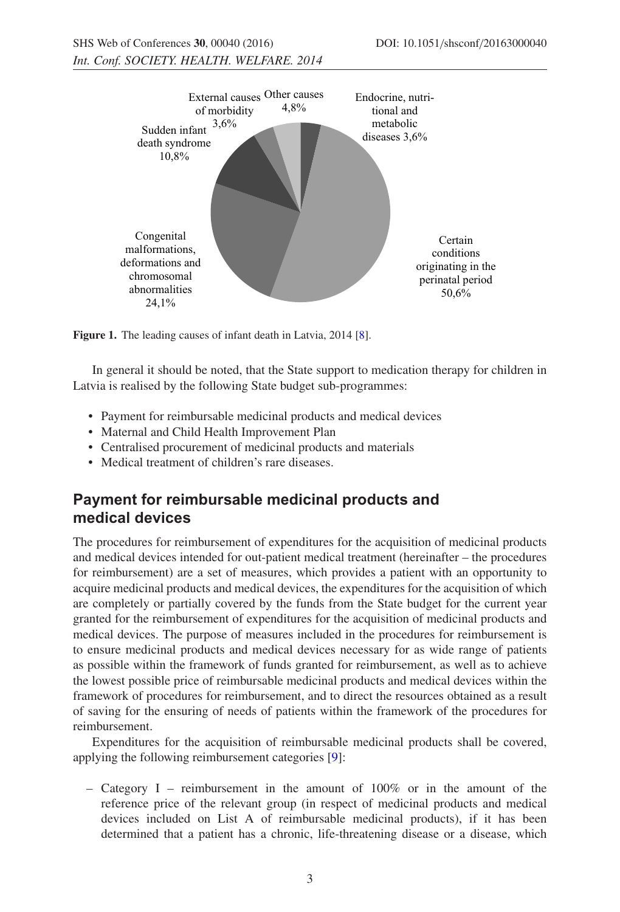Figure 1. The leading causes of infant death in Latvia, 2014 [8].

In general it should be noted, that the State support to medication therapy for children in Latvia is realised by the following State budget sub-programmes:

- Payment for reimbursable medicinal products and medical devices
- Maternal and Child Health Improvement Plan
- Centralised procurement of medicinal products and materials
- Medical treatment of children's rare diseases.

## Payment for reimbursable medicinal products and medical devices

The procedures for reimbursement of expenditures for the acquisition of medicinal products and medical devices intended for out-patient medical treatment (hereinafter – the procedures for reimbursement) are a set of measures, which provides a patient with an opportunity to acquire medicinal products and medical devices, the expenditures for the acquisition of which are completely or partially covered by the funds from the State budget for the current year granted for the reimbursement of expenditures for the acquisition of medicinal products and medical devices. The purpose of measures included in the procedures for reimbursement is to ensure medicinal products and medical devices necessary for as wide range of patients as possible within the framework of funds granted for reimbursement, as well as to achieve the lowest possible price of reimbursable medicinal products and medical devices within the framework of procedures for reimbursement, and to direct the resources obtained as a result of saving for the ensuring of needs of patients within the framework of the procedures for reimbursement.

Expenditures for the acquisition of reimbursable medicinal products shall be covered, applying the following reimbursement categories [9]:

- Category I – reimbursement in the amount of 100% or in the amount of the reference price of the relevant group (in respect of medicinal products and medical devices included on List A of reimbursable medicinal products), if it has been determined that a patient has a chronic, life-threatening disease or a disease, which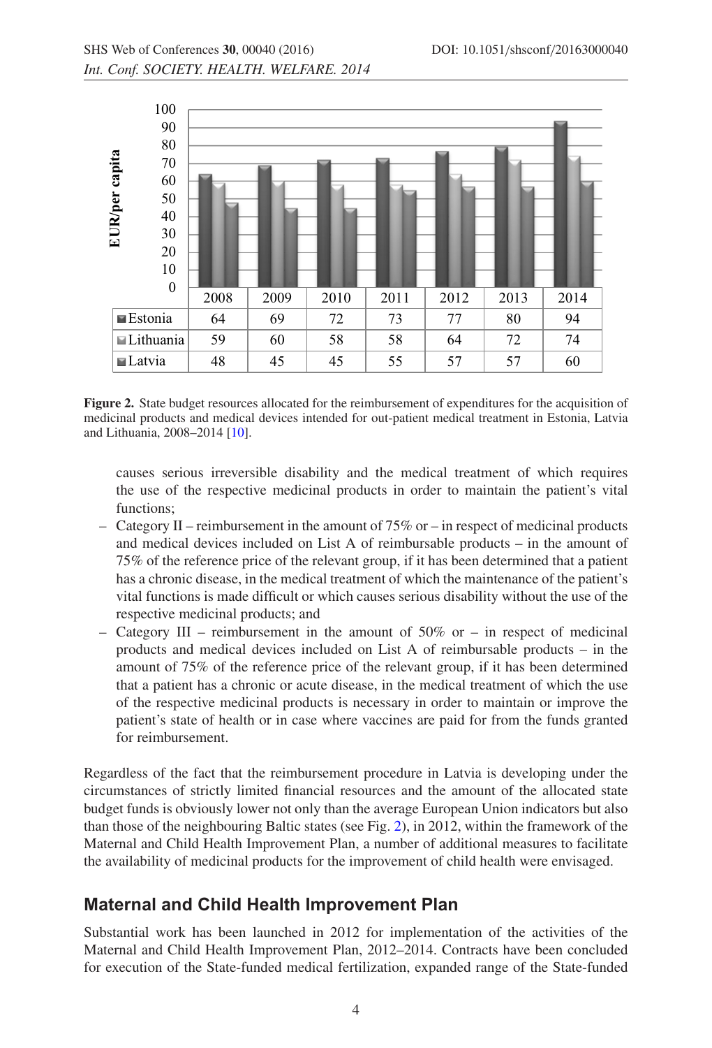| | 2008 | 2009 | 2010 | 2011 | 2012 | 2013 | 2014 |
|---|---|---|---|---|---|---|---|
| Estonia | 64 | 69 | 72 | 73 | 77 | 80 | 94 |
| Lithuania | 59 | 60 | 58 | 58 | 64 | 72 | 74 |
| Latvia | 48 | 45 | 45 | 55 | 57 | 57 | 60 |

**Figure 2.** State budget resources allocated for the reimbursement of expenditures for the acquisition of medicinal products and medical devices intended for out-patient medical treatment in Estonia, Latvia and Lithuania, 2008–2014 [10].

causes serious irreversible disability and the medical treatment of which requires the use of the respective medicinal products in order to maintain the patient's vital functions;

- Category II – reimbursement in the amount of 75% or – in respect of medicinal products and medical devices included on List A of reimbursable products – in the amount of 75% of the reference price of the relevant group, if it has been determined that a patient has a chronic disease, in the medical treatment of which the maintenance of the patient's vital functions is made difficult or which causes serious disability without the use of the respective medicinal products; and
- Category III – reimbursement in the amount of 50% or – in respect of medicinal products and medical devices included on List A of reimbursable products – in the amount of 75% of the reference price of the relevant group, if it has been determined that a patient has a chronic or acute disease, in the medical treatment of which the use of the respective medicinal products is necessary in order to maintain or improve the patient's state of health or in case where vaccines are paid for from the funds granted for reimbursement.

Regardless of the fact that the reimbursement procedure in Latvia is developing under the circumstances of strictly limited financial resources and the amount of the allocated state budget funds is obviously lower not only than the average European Union indicators but also than those of the neighbouring Baltic states (see Fig. 2), in 2012, within the framework of the Maternal and Child Health Improvement Plan, a number of additional measures to facilitate the availability of medicinal products for the improvement of child health were envisaged.

## Maternal and Child Health Improvement Plan

Substantial work has been launched in 2012 for implementation of the activities of the Maternal and Child Health Improvement Plan, 2012–2014. Contracts have been concluded for execution of the State-funded medical fertilization, expanded range of the State-funded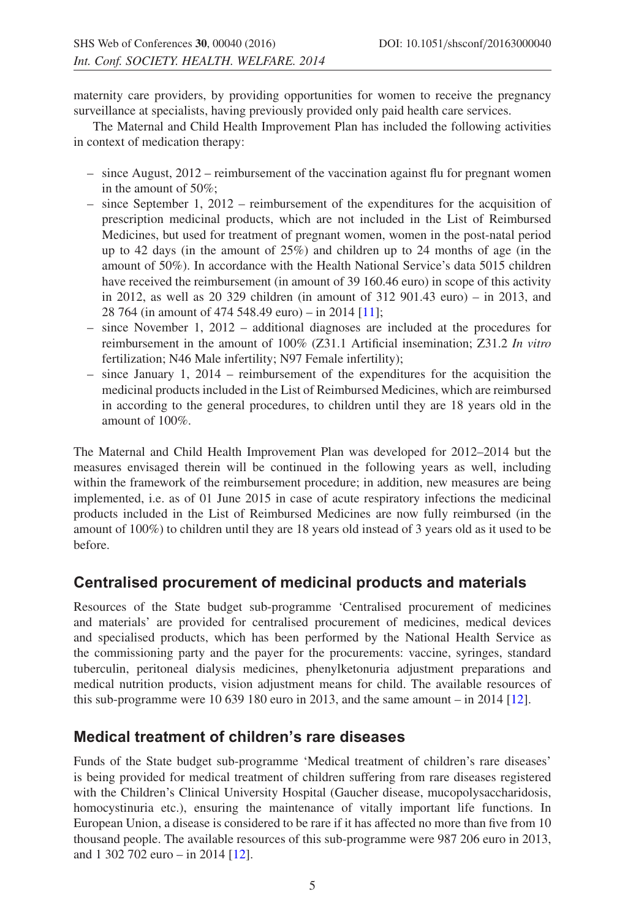maternity care providers, by providing opportunities for women to receive the pregnancy surveillance at specialists, having previously provided only paid health care services.

The Maternal and Child Health Improvement Plan has included the following activities in context of medication therapy:

- since August, 2012 – reimbursement of the vaccination against flu for pregnant women in the amount of 50%;
- since September 1, 2012 – reimbursement of the expenditures for the acquisition of prescription medicinal products, which are not included in the List of Reimbursed Medicines, but used for treatment of pregnant women, women in the post-natal period up to 42 days (in the amount of 25%) and children up to 24 months of age (in the amount of 50%). In accordance with the Health National Service's data 5015 children have received the reimbursement (in amount of 39 160.46 euro) in scope of this activity in 2012, as well as 20 329 children (in amount of 312 901.43 euro) – in 2013, and 28 764 (in amount of 474 548.49 euro) – in 2014 [11];
- since November 1, 2012 – additional diagnoses are included at the procedures for reimbursement in the amount of 100% (Z31.1 Artificial insemination; Z31.2 *In vitro* fertilization; N46 Male infertility; N97 Female infertility);
- since January 1, 2014 – reimbursement of the expenditures for the acquisition the medicinal products included in the List of Reimbursed Medicines, which are reimbursed in according to the general procedures, to children until they are 18 years old in the amount of 100%.

The Maternal and Child Health Improvement Plan was developed for 2012–2014 but the measures envisaged therein will be continued in the following years as well, including within the framework of the reimbursement procedure; in addition, new measures are being implemented, i.e. as of 01 June 2015 in case of acute respiratory infections the medicinal products included in the List of Reimbursed Medicines are now fully reimbursed (in the amount of 100%) to children until they are 18 years old instead of 3 years old as it used to be before.

## Centralised procurement of medicinal products and materials

Resources of the State budget sub-programme 'Centralised procurement of medicines and materials' are provided for centralised procurement of medicines, medical devices and specialised products, which has been performed by the National Health Service as the commissioning party and the payer for the procurements: vaccine, syringes, standard tuberculin, peritoneal dialysis medicines, phenylketonuria adjustment preparations and medical nutrition products, vision adjustment means for child. The available resources of this sub-programme were 10 639 180 euro in 2013, and the same amount – in 2014 [12].

## Medical treatment of children's rare diseases

Funds of the State budget sub-programme 'Medical treatment of children's rare diseases' is being provided for medical treatment of children suffering from rare diseases registered with the Children's Clinical University Hospital (Gaucher disease, mucopolysaccharidosis, homocystinuria etc.), ensuring the maintenance of vitally important life functions. In European Union, a disease is considered to be rare if it has affected no more than five from 10 thousand people. The available resources of this sub-programme were 987 206 euro in 2013, and 1 302 702 euro – in 2014 [12].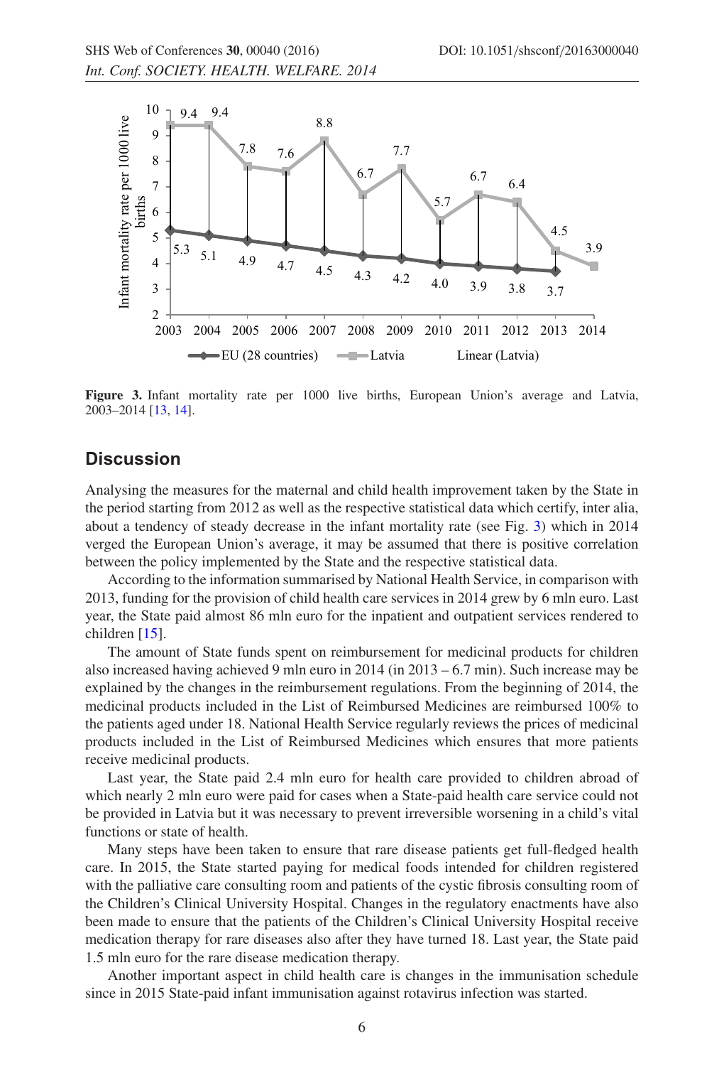**Figure 3.** Infant mortality rate per 1000 live births, European Union's average and Latvia, 2003–2014 [13, 14].

## Discussion

Analysing the measures for the maternal and child health improvement taken by the State in the period starting from 2012 as well as the respective statistical data which certify, inter alia, about a tendency of steady decrease in the infant mortality rate (see Fig. 3) which in 2014 verged the European Union's average, it may be assumed that there is positive correlation between the policy implemented by the State and the respective statistical data.

According to the information summarised by National Health Service, in comparison with 2013, funding for the provision of child health care services in 2014 grew by 6 mln euro. Last year, the State paid almost 86 mln euro for the inpatient and outpatient services rendered to children [15].

The amount of State funds spent on reimbursement for medicinal products for children also increased having achieved 9 mln euro in 2014 (in 2013 – 6.7 min). Such increase may be explained by the changes in the reimbursement regulations. From the beginning of 2014, the medicinal products included in the List of Reimbursed Medicines are reimbursed 100% to the patients aged under 18. National Health Service regularly reviews the prices of medicinal products included in the List of Reimbursed Medicines which ensures that more patients receive medicinal products.

Last year, the State paid 2.4 mln euro for health care provided to children abroad of which nearly 2 mln euro were paid for cases when a State-paid health care service could not be provided in Latvia but it was necessary to prevent irreversible worsening in a child's vital functions or state of health.

Many steps have been taken to ensure that rare disease patients get full-fledged health care. In 2015, the State started paying for medical foods intended for children registered with the palliative care consulting room and patients of the cystic fibrosis consulting room of the Children's Clinical University Hospital. Changes in the regulatory enactments have also been made to ensure that the patients of the Children's Clinical University Hospital receive medication therapy for rare diseases also after they have turned 18. Last year, the State paid 1.5 mln euro for the rare disease medication therapy.

Another important aspect in child health care is changes in the immunisation schedule since in 2015 State-paid infant immunisation against rotavirus infection was started.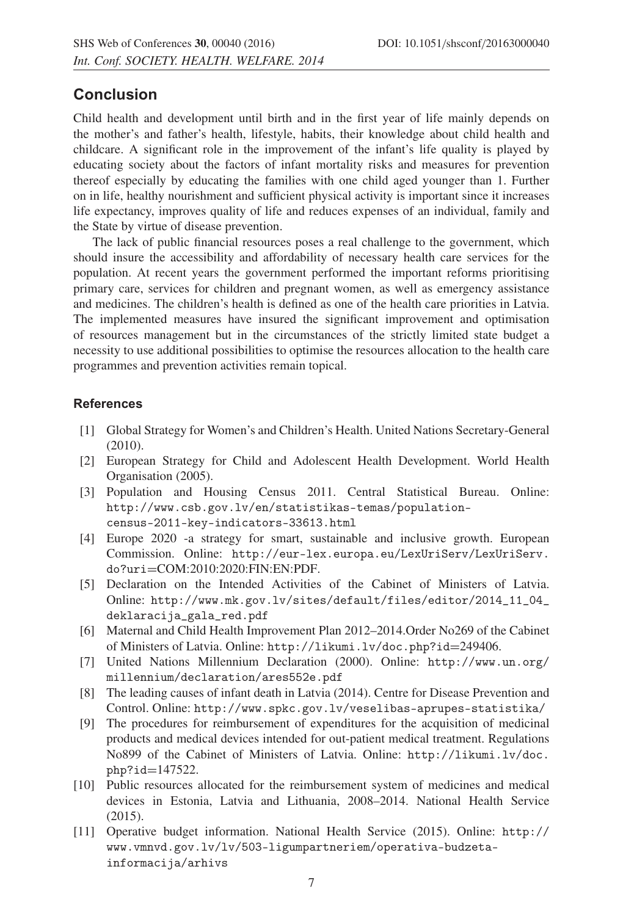## Conclusion

Child health and development until birth and in the first year of life mainly depends on the mother's and father's health, lifestyle, habits, their knowledge about child health and childcare. A significant role in the improvement of the infant's life quality is played by educating society about the factors of infant mortality risks and measures for prevention thereof especially by educating the families with one child aged younger than 1. Further on in life, healthy nourishment and sufficient physical activity is important since it increases life expectancy, improves quality of life and reduces expenses of an individual, family and the State by virtue of disease prevention.

The lack of public financial resources poses a real challenge to the government, which should insure the accessibility and affordability of necessary health care services for the population. At recent years the government performed the important reforms prioritising primary care, services for children and pregnant women, as well as emergency assistance and medicines. The children's health is defined as one of the health care priorities in Latvia. The implemented measures have insured the significant improvement and optimisation of resources management but in the circumstances of the strictly limited state budget a necessity to use additional possibilities to optimise the resources allocation to the health care programmes and prevention activities remain topical.

### References

[1] Global Strategy for Women's and Children's Health. United Nations Secretary-General (2010).

[2] European Strategy for Child and Adolescent Health Development. World Health Organisation (2005).

[3] Population and Housing Census 2011. Central Statistical Bureau. Online: http://www.csb.gov.lv/en/statistikas-temas/population-census-2011-key-indicators-33613.html

[4] Europe 2020 -a strategy for smart, sustainable and inclusive growth. European Commission. Online: http://eur-lex.europa.eu/LexUriServ/LexUriServ.do?uri=COM:2010:2020:FIN:EN:PDF.

[5] Declaration on the Intended Activities of the Cabinet of Ministers of Latvia. Online: http://www.mk.gov.lv/sites/default/files/editor/2014_11_04_deklaracija_gala_red.pdf

[6] Maternal and Child Health Improvement Plan 2012–2014.Order No269 of the Cabinet of Ministers of Latvia. Online: http://likumi.lv/doc.php?id=249406.

[7] United Nations Millennium Declaration (2000). Online: http://www.un.org/millennium/declaration/ares552e.pdf

[8] The leading causes of infant death in Latvia (2014). Centre for Disease Prevention and Control. Online: http://www.spkc.gov.lv/veselibas-aprupes-statistika/

[9] The procedures for reimbursement of expenditures for the acquisition of medicinal products and medical devices intended for out-patient medical treatment. Regulations No899 of the Cabinet of Ministers of Latvia. Online: http://likumi.lv/doc.php?id=147522.

[10] Public resources allocated for the reimbursement system of medicines and medical devices in Estonia, Latvia and Lithuania, 2008–2014. National Health Service (2015).

[11] Operative budget information. National Health Service (2015). Online: http://www.vmnvd.gov.lv/lv/503-ligumpartneriem/operativa-budzeta-informacija/arhivs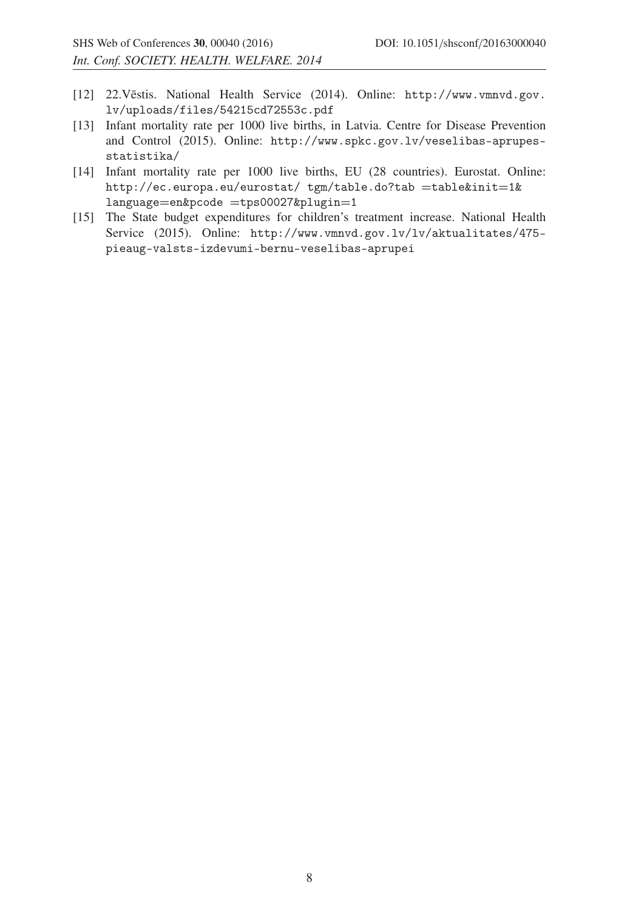[12] 22.Vēstis. National Health Service (2014). Online: http://www.vmnvd.gov.lv/uploads/files/54215cd72553c.pdf

[13] Infant mortality rate per 1000 live births, in Latvia. Centre for Disease Prevention and Control (2015). Online: http://www.spkc.gov.lv/veselibas-aprupes-statistika/

[14] Infant mortality rate per 1000 live births, EU (28 countries). Eurostat. Online: http://ec.europa.eu/eurostat/ tgm/table.do?tab =table&init=1&language=en&pcode =tps00027&plugin=1

[15] The State budget expenditures for children's treatment increase. National Health Service (2015). Online: http://www.vmnvd.gov.lv/lv/aktualitates/475-pieaug-valsts-izdevumi-bernu-veselibas-aprupei